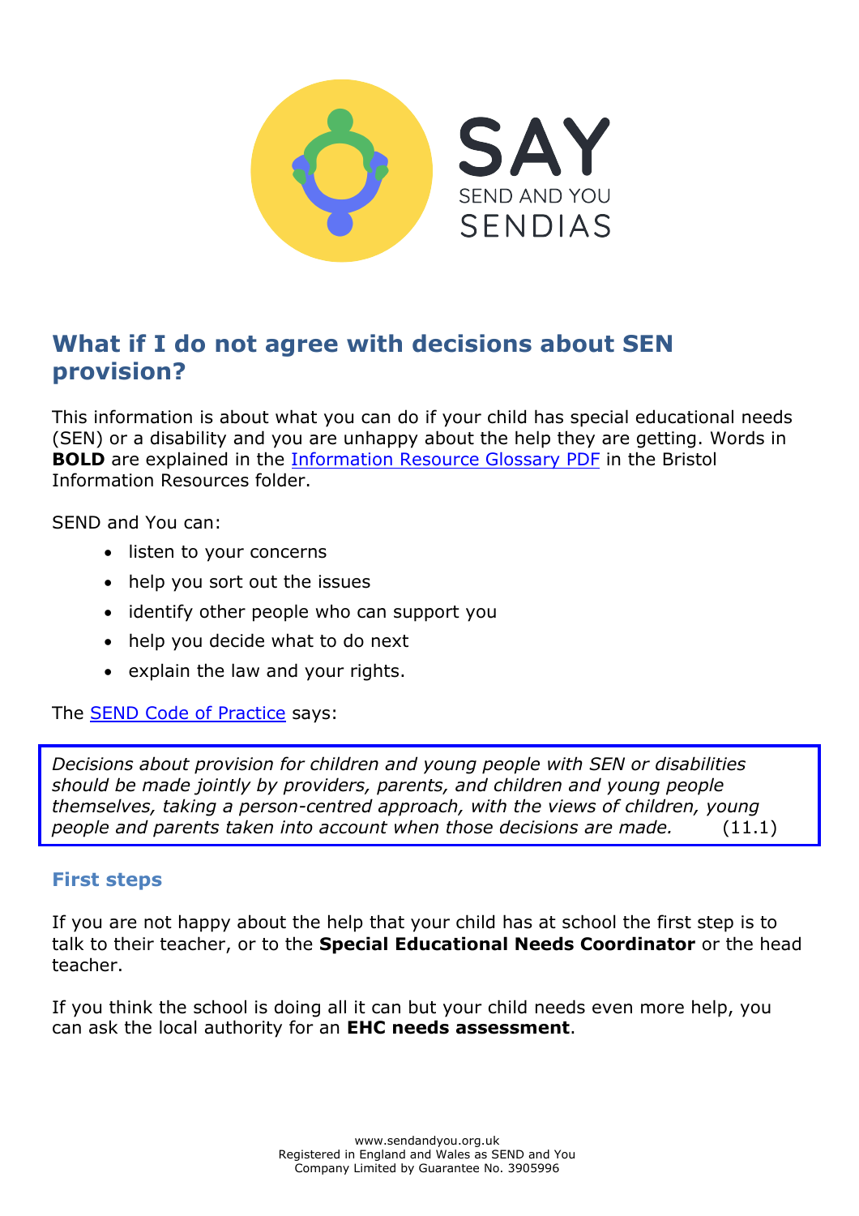SAY

SEND AND YOU

SENDIAS

## What if I do not agree with decisions about SEN provision?

This information is about what you can do if your child has special educational needs (SEN) or a disability and you are unhappy about the help they are getting. Words in **BOLD** are explained in the Information Resource Glossary PDF in the Bristol Information Resources folder.

SEND and You can:

- listen to your concerns
- help you sort out the issues
- identify other people who can support you
- help you decide what to do next
- explain the law and your rights.

The SEND Code of Practice says:

> *Decisions about provision for children and young people with SEN or disabilities should be made jointly by providers, parents, and children and young people themselves, taking a person-centred approach, with the views of children, young people and parents taken into account when those decisions are made.* (11.1)

### First steps

If you are not happy about the help that your child has at school the first step is to talk to their teacher, or to the **Special Educational Needs Coordinator** or the head teacher.

If you think the school is doing all it can but your child needs even more help, you can ask the local authority for an **EHC needs assessment**.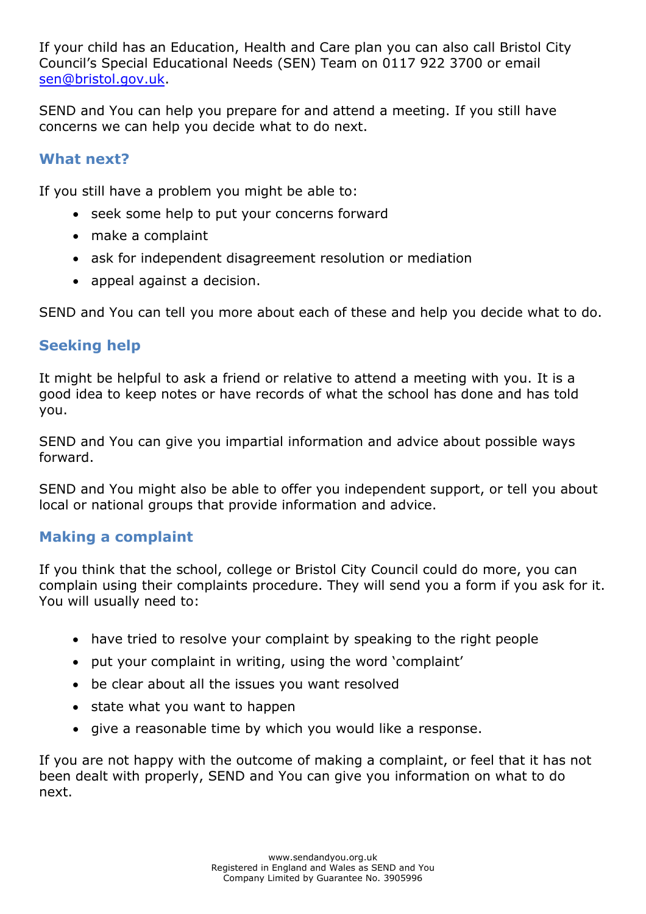If your child has an Education, Health and Care plan you can also call Bristol City Council's Special Educational Needs (SEN) Team on 0117 922 3700 or email sen@bristol.gov.uk.

SEND and You can help you prepare for and attend a meeting. If you still have concerns we can help you decide what to do next.

## What next?

If you still have a problem you might be able to:

- seek some help to put your concerns forward
- make a complaint
- ask for independent disagreement resolution or mediation
- appeal against a decision.

SEND and You can tell you more about each of these and help you decide what to do.

## Seeking help

It might be helpful to ask a friend or relative to attend a meeting with you. It is a good idea to keep notes or have records of what the school has done and has told you.

SEND and You can give you impartial information and advice about possible ways forward.

SEND and You might also be able to offer you independent support, or tell you about local or national groups that provide information and advice.

## Making a complaint

If you think that the school, college or Bristol City Council could do more, you can complain using their complaints procedure. They will send you a form if you ask for it. You will usually need to:

- have tried to resolve your complaint by speaking to the right people
- put your complaint in writing, using the word 'complaint'
- be clear about all the issues you want resolved
- state what you want to happen
- give a reasonable time by which you would like a response.

If you are not happy with the outcome of making a complaint, or feel that it has not been dealt with properly, SEND and You can give you information on what to do next.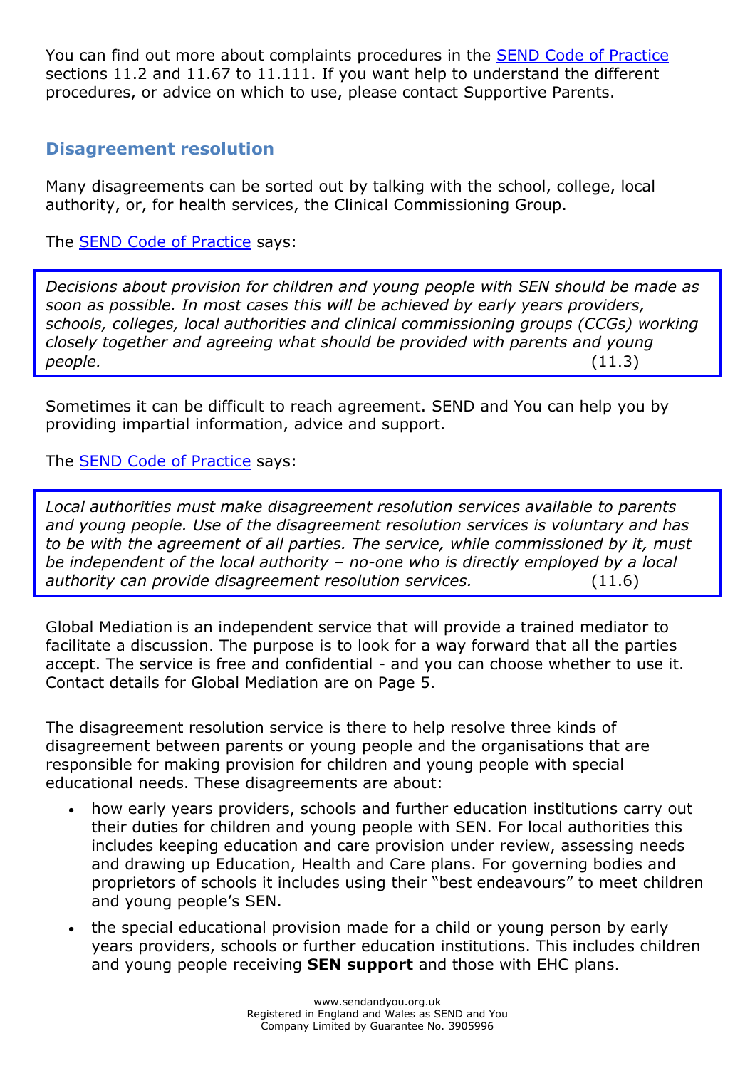You can find out more about complaints procedures in the SEND Code of Practice sections 11.2 and 11.67 to 11.111. If you want help to understand the different procedures, or advice on which to use, please contact Supportive Parents.

## Disagreement resolution

Many disagreements can be sorted out by talking with the school, college, local authority, or, for health services, the Clinical Commissioning Group.

The SEND Code of Practice says:

> *Decisions about provision for children and young people with SEN should be made as soon as possible. In most cases this will be achieved by early years providers, schools, colleges, local authorities and clinical commissioning groups (CCGs) working closely together and agreeing what should be provided with parents and young people.* (11.3)

Sometimes it can be difficult to reach agreement. SEND and You can help you by providing impartial information, advice and support.

The SEND Code of Practice says:

> *Local authorities must make disagreement resolution services available to parents and young people. Use of the disagreement resolution services is voluntary and has to be with the agreement of all parties. The service, while commissioned by it, must be independent of the local authority – no-one who is directly employed by a local authority can provide disagreement resolution services.* (11.6)

Global Mediation is an independent service that will provide a trained mediator to facilitate a discussion. The purpose is to look for a way forward that all the parties accept. The service is free and confidential - and you can choose whether to use it. Contact details for Global Mediation are on Page 5.

The disagreement resolution service is there to help resolve three kinds of disagreement between parents or young people and the organisations that are responsible for making provision for children and young people with special educational needs. These disagreements are about:

- how early years providers, schools and further education institutions carry out their duties for children and young people with SEN. For local authorities this includes keeping education and care provision under review, assessing needs and drawing up Education, Health and Care plans. For governing bodies and proprietors of schools it includes using their "best endeavours" to meet children and young people's SEN.
- the special educational provision made for a child or young person by early years providers, schools or further education institutions. This includes children and young people receiving **SEN support** and those with EHC plans.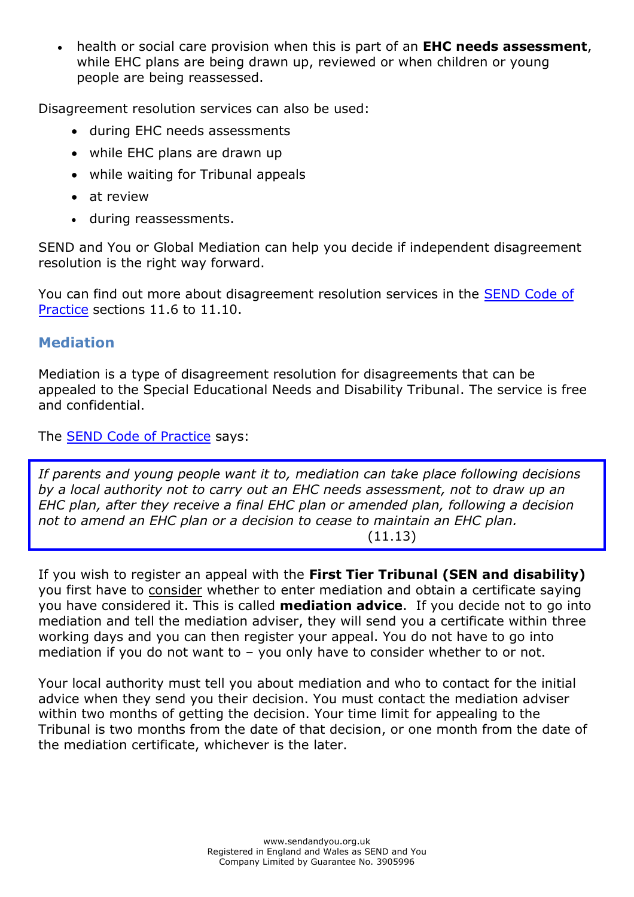- health or social care provision when this is part of an **EHC needs assessment**, while EHC plans are being drawn up, reviewed or when children or young people are being reassessed.

Disagreement resolution services can also be used:

- during EHC needs assessments
- while EHC plans are drawn up
- while waiting for Tribunal appeals
- at review
- during reassessments.

SEND and You or Global Mediation can help you decide if independent disagreement resolution is the right way forward.

You can find out more about disagreement resolution services in the [SEND Code of Practice](#) sections 11.6 to 11.10.

## Mediation

Mediation is a type of disagreement resolution for disagreements that can be appealed to the Special Educational Needs and Disability Tribunal. The service is free and confidential.

The [SEND Code of Practice](#) says:

> *If parents and young people want it to, mediation can take place following decisions by a local authority not to carry out an EHC needs assessment, not to draw up an EHC plan, after they receive a final EHC plan or amended plan, following a decision not to amend an EHC plan or a decision to cease to maintain an EHC plan.*
> (11.13)

If you wish to register an appeal with the **First Tier Tribunal (SEN and disability)** you first have to consider whether to enter mediation and obtain a certificate saying you have considered it. This is called **mediation advice**. If you decide not to go into mediation and tell the mediation adviser, they will send you a certificate within three working days and you can then register your appeal. You do not have to go into mediation if you do not want to – you only have to consider whether to or not.

Your local authority must tell you about mediation and who to contact for the initial advice when they send you their decision. You must contact the mediation adviser within two months of getting the decision. Your time limit for appealing to the Tribunal is two months from the date of that decision, or one month from the date of the mediation certificate, whichever is the later.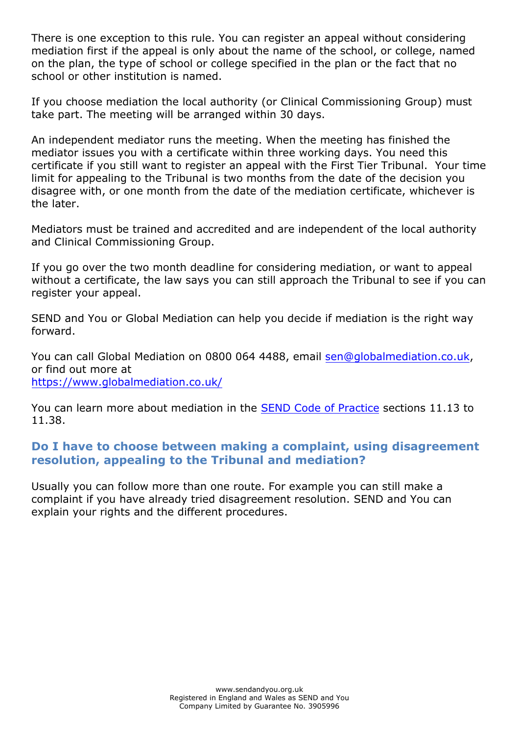There is one exception to this rule. You can register an appeal without considering mediation first if the appeal is only about the name of the school, or college, named on the plan, the type of school or college specified in the plan or the fact that no school or other institution is named.

If you choose mediation the local authority (or Clinical Commissioning Group) must take part. The meeting will be arranged within 30 days.

An independent mediator runs the meeting. When the meeting has finished the mediator issues you with a certificate within three working days. You need this certificate if you still want to register an appeal with the First Tier Tribunal. Your time limit for appealing to the Tribunal is two months from the date of the decision you disagree with, or one month from the date of the mediation certificate, whichever is the later.

Mediators must be trained and accredited and are independent of the local authority and Clinical Commissioning Group.

If you go over the two month deadline for considering mediation, or want to appeal without a certificate, the law says you can still approach the Tribunal to see if you can register your appeal.

SEND and You or Global Mediation can help you decide if mediation is the right way forward.

You can call Global Mediation on 0800 064 4488, email [sen@globalmediation.co.uk](mailto:sen@globalmediation.co.uk), or find out more at
[https://www.globalmediation.co.uk/](https://www.globalmediation.co.uk/)

You can learn more about mediation in the SEND Code of Practice sections 11.13 to 11.38.

## Do I have to choose between making a complaint, using disagreement resolution, appealing to the Tribunal and mediation?

Usually you can follow more than one route. For example you can still make a complaint if you have already tried disagreement resolution. SEND and You can explain your rights and the different procedures.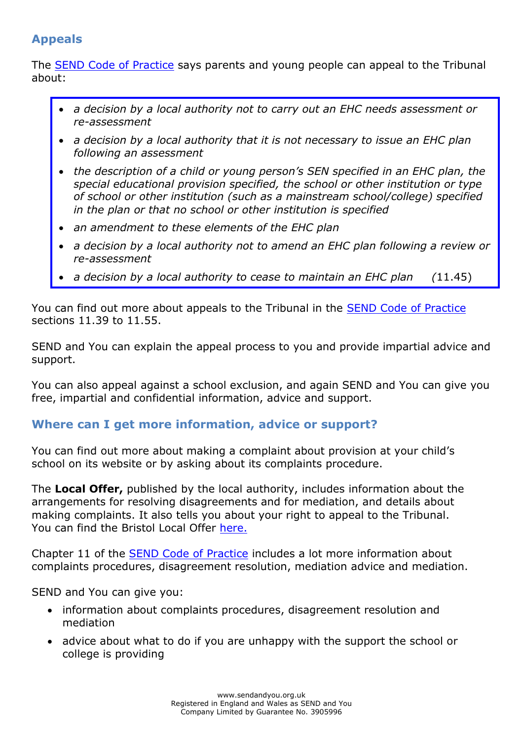## Appeals

The [SEND Code of Practice]() says parents and young people can appeal to the Tribunal about:

> - *a decision by a local authority not to carry out an EHC needs assessment or re-assessment*
> - *a decision by a local authority that it is not necessary to issue an EHC plan following an assessment*
> - *the description of a child or young person's SEN specified in an EHC plan, the special educational provision specified, the school or other institution or type of school or other institution (such as a mainstream school/college) specified in the plan or that no school or other institution is specified*
> - *an amendment to these elements of the EHC plan*
> - *a decision by a local authority not to amend an EHC plan following a review or re-assessment*
> - *a decision by a local authority to cease to maintain an EHC plan* (11.45)

You can find out more about appeals to the Tribunal in the [SEND Code of Practice]() sections 11.39 to 11.55.

SEND and You can explain the appeal process to you and provide impartial advice and support.

You can also appeal against a school exclusion, and again SEND and You can give you free, impartial and confidential information, advice and support.

## Where can I get more information, advice or support?

You can find out more about making a complaint about provision at your child's school on its website or by asking about its complaints procedure.

The **Local Offer,** published by the local authority, includes information about the arrangements for resolving disagreements and for mediation, and details about making complaints. It also tells you about your right to appeal to the Tribunal. You can find the Bristol Local Offer [here.]()

Chapter 11 of the [SEND Code of Practice]() includes a lot more information about complaints procedures, disagreement resolution, mediation advice and mediation.

SEND and You can give you:

- information about complaints procedures, disagreement resolution and mediation
- advice about what to do if you are unhappy with the support the school or college is providing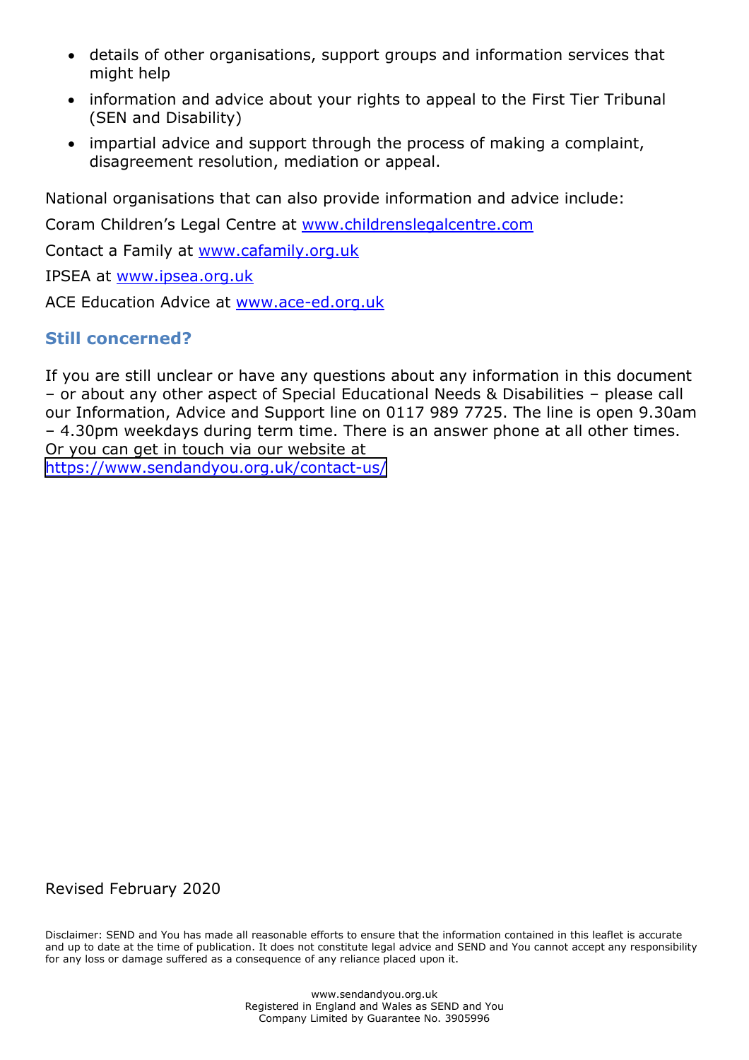- details of other organisations, support groups and information services that might help
- information and advice about your rights to appeal to the First Tier Tribunal (SEN and Disability)
- impartial advice and support through the process of making a complaint, disagreement resolution, mediation or appeal.

National organisations that can also provide information and advice include:

Coram Children's Legal Centre at www.childrenslegalcentre.com

Contact a Family at www.cafamily.org.uk

IPSEA at www.ipsea.org.uk

ACE Education Advice at www.ace-ed.org.uk

## Still concerned?

If you are still unclear or have any questions about any information in this document – or about any other aspect of Special Educational Needs & Disabilities – please call our Information, Advice and Support line on 0117 989 7725. The line is open 9.30am – 4.30pm weekdays during term time. There is an answer phone at all other times. Or you can get in touch via our website at https://www.sendandyou.org.uk/contact-us/

Revised February 2020

Disclaimer: SEND and You has made all reasonable efforts to ensure that the information contained in this leaflet is accurate and up to date at the time of publication. It does not constitute legal advice and SEND and You cannot accept any responsibility for any loss or damage suffered as a consequence of any reliance placed upon it.

www.sendandyou.org.uk
Registered in England and Wales as SEND and You
Company Limited by Guarantee No. 3905996